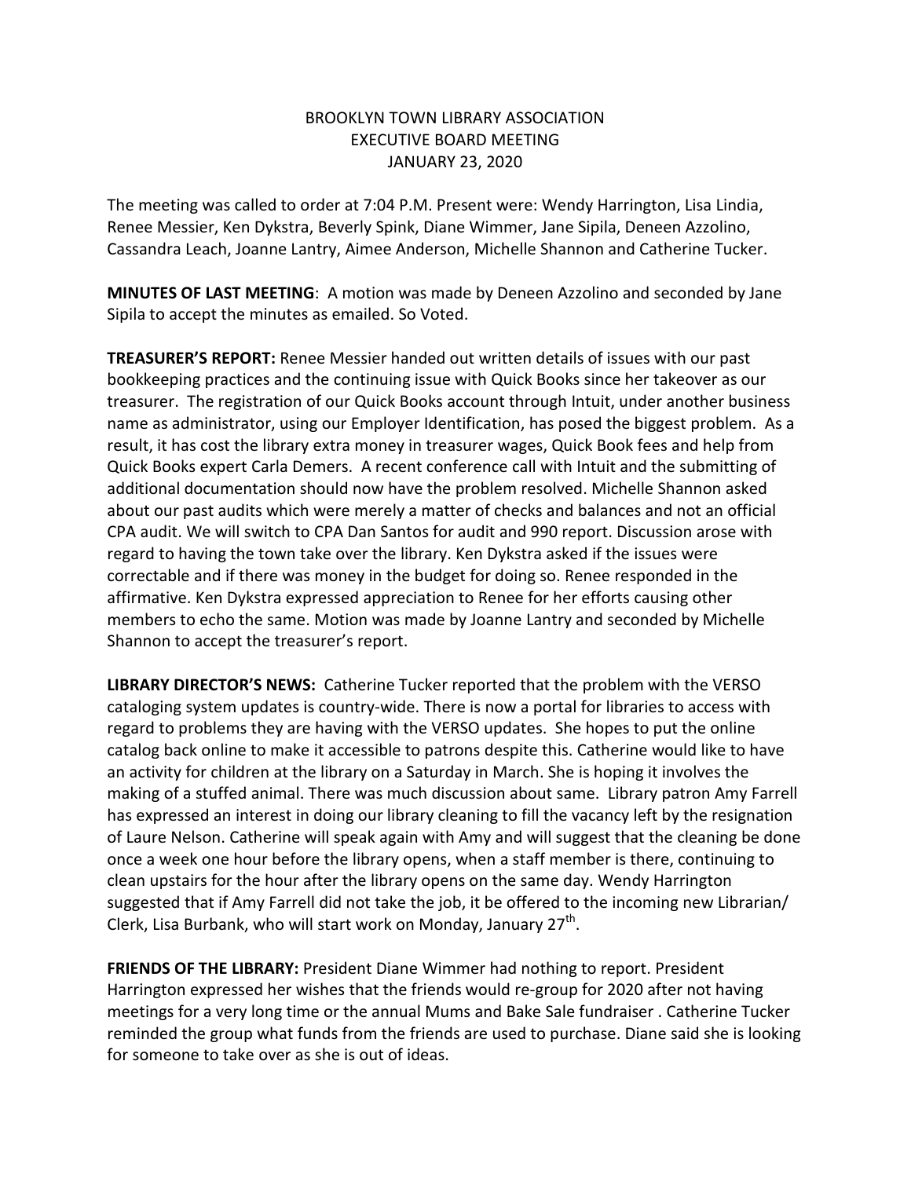# BROOKLYN TOWN LIBRARY ASSOCIATION
## EXECUTIVE BOARD MEETING
## JANUARY 23, 2020

The meeting was called to order at 7:04 P.M. Present were: Wendy Harrington, Lisa Lindia, Renee Messier, Ken Dykstra, Beverly Spink, Diane Wimmer, Jane Sipila, Deneen Azzolino, Cassandra Leach, Joanne Lantry, Aimee Anderson, Michelle Shannon and Catherine Tucker.

**MINUTES OF LAST MEETING**: A motion was made by Deneen Azzolino and seconded by Jane Sipila to accept the minutes as emailed. So Voted.

**TREASURER'S REPORT:** Renee Messier handed out written details of issues with our past bookkeeping practices and the continuing issue with Quick Books since her takeover as our treasurer. The registration of our Quick Books account through Intuit, under another business name as administrator, using our Employer Identification, has posed the biggest problem. As a result, it has cost the library extra money in treasurer wages, Quick Book fees and help from Quick Books expert Carla Demers. A recent conference call with Intuit and the submitting of additional documentation should now have the problem resolved. Michelle Shannon asked about our past audits which were merely a matter of checks and balances and not an official CPA audit. We will switch to CPA Dan Santos for audit and 990 report. Discussion arose with regard to having the town take over the library. Ken Dykstra asked if the issues were correctable and if there was money in the budget for doing so. Renee responded in the affirmative. Ken Dykstra expressed appreciation to Renee for her efforts causing other members to echo the same. Motion was made by Joanne Lantry and seconded by Michelle Shannon to accept the treasurer's report.

**LIBRARY DIRECTOR'S NEWS:** Catherine Tucker reported that the problem with the VERSO cataloging system updates is country-wide. There is now a portal for libraries to access with regard to problems they are having with the VERSO updates. She hopes to put the online catalog back online to make it accessible to patrons despite this. Catherine would like to have an activity for children at the library on a Saturday in March. She is hoping it involves the making of a stuffed animal. There was much discussion about same. Library patron Amy Farrell has expressed an interest in doing our library cleaning to fill the vacancy left by the resignation of Laure Nelson. Catherine will speak again with Amy and will suggest that the cleaning be done once a week one hour before the library opens, when a staff member is there, continuing to clean upstairs for the hour after the library opens on the same day. Wendy Harrington suggested that if Amy Farrell did not take the job, it be offered to the incoming new Librarian/ Clerk, Lisa Burbank, who will start work on Monday, January 27th.

**FRIENDS OF THE LIBRARY:** President Diane Wimmer had nothing to report. President Harrington expressed her wishes that the friends would re-group for 2020 after not having meetings for a very long time or the annual Mums and Bake Sale fundraiser . Catherine Tucker reminded the group what funds from the friends are used to purchase. Diane said she is looking for someone to take over as she is out of ideas.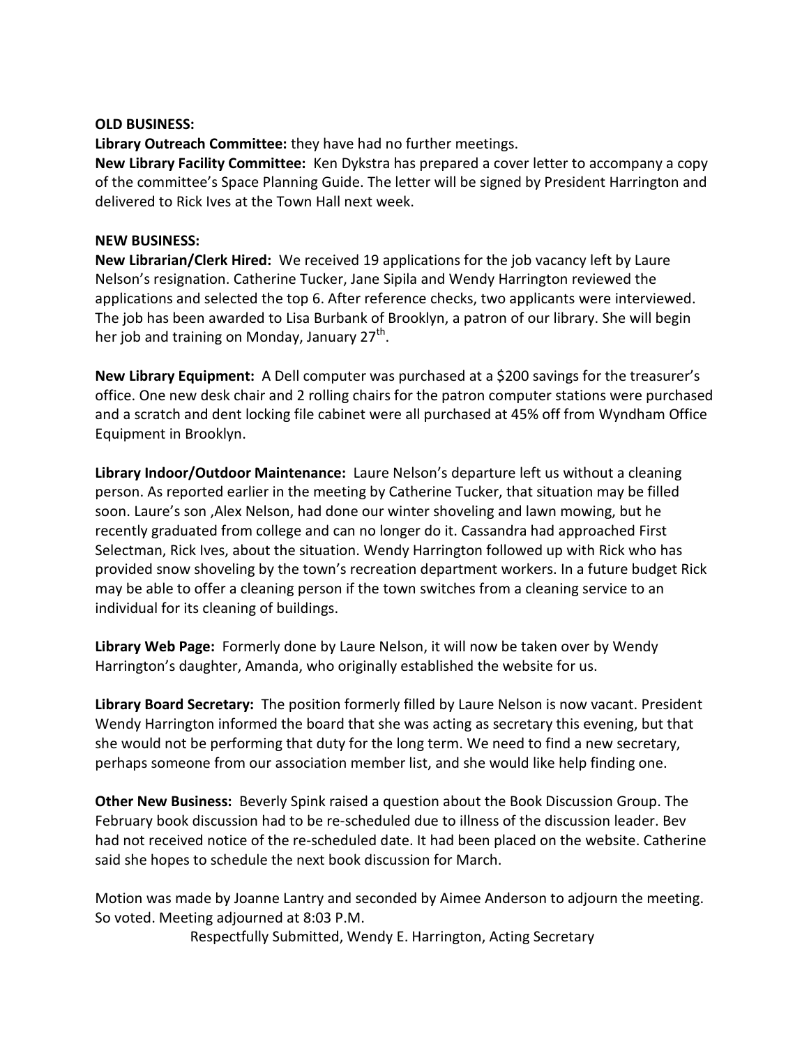**OLD BUSINESS:**

**Library Outreach Committee:** they have had no further meetings.

**New Library Facility Committee:** Ken Dykstra has prepared a cover letter to accompany a copy of the committee's Space Planning Guide. The letter will be signed by President Harrington and delivered to Rick Ives at the Town Hall next week.

**NEW BUSINESS:**

**New Librarian/Clerk Hired:** We received 19 applications for the job vacancy left by Laure Nelson's resignation. Catherine Tucker, Jane Sipila and Wendy Harrington reviewed the applications and selected the top 6. After reference checks, two applicants were interviewed. The job has been awarded to Lisa Burbank of Brooklyn, a patron of our library. She will begin her job and training on Monday, January 27th.

**New Library Equipment:** A Dell computer was purchased at a $200 savings for the treasurer's office. One new desk chair and 2 rolling chairs for the patron computer stations were purchased and a scratch and dent locking file cabinet were all purchased at 45% off from Wyndham Office Equipment in Brooklyn.

**Library Indoor/Outdoor Maintenance:** Laure Nelson's departure left us without a cleaning person. As reported earlier in the meeting by Catherine Tucker, that situation may be filled soon. Laure's son ,Alex Nelson, had done our winter shoveling and lawn mowing, but he recently graduated from college and can no longer do it. Cassandra had approached First Selectman, Rick Ives, about the situation. Wendy Harrington followed up with Rick who has provided snow shoveling by the town's recreation department workers. In a future budget Rick may be able to offer a cleaning person if the town switches from a cleaning service to an individual for its cleaning of buildings.

**Library Web Page:** Formerly done by Laure Nelson, it will now be taken over by Wendy Harrington's daughter, Amanda, who originally established the website for us.

**Library Board Secretary:** The position formerly filled by Laure Nelson is now vacant. President Wendy Harrington informed the board that she was acting as secretary this evening, but that she would not be performing that duty for the long term. We need to find a new secretary, perhaps someone from our association member list, and she would like help finding one.

**Other New Business:** Beverly Spink raised a question about the Book Discussion Group. The February book discussion had to be re-scheduled due to illness of the discussion leader. Bev had not received notice of the re-scheduled date. It had been placed on the website. Catherine said she hopes to schedule the next book discussion for March.

Motion was made by Joanne Lantry and seconded by Aimee Anderson to adjourn the meeting. So voted. Meeting adjourned at 8:03 P.M.

Respectfully Submitted, Wendy E. Harrington, Acting Secretary